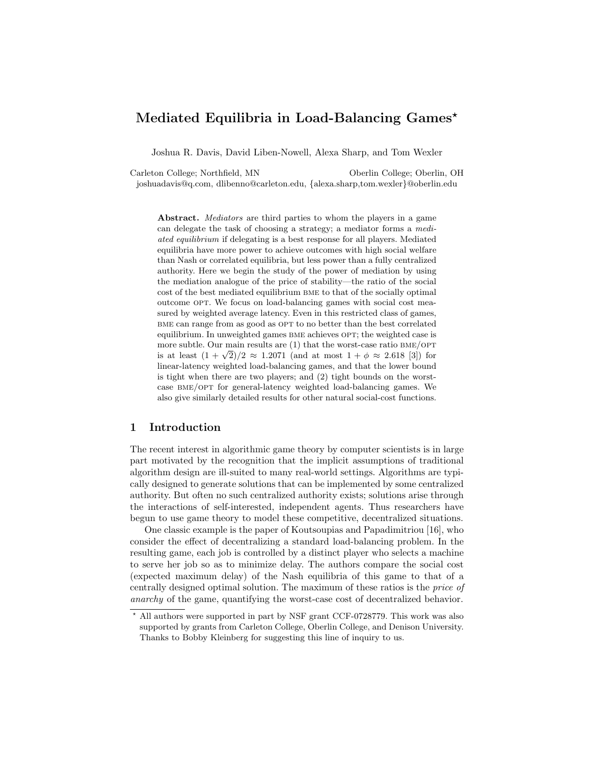# Mediated Equilibria in Load-Balancing Games*

Joshua R. Davis, David Liben-Nowell, Alexa Sharp, and Tom Wexler

Carleton College; Northfield, MN  Oberlin College; Oberlin, OH
joshuadavis@q.com, dlibenno@carleton.edu, {alexa.sharp,tom.wexler}@oberlin.edu

**Abstract.** *Mediators* are third parties to whom the players in a game can delegate the task of choosing a strategy; a mediator forms a *mediated equilibrium* if delegating is a best response for all players. Mediated equilibria have more power to achieve outcomes with high social welfare than Nash or correlated equilibria, but less power than a fully centralized authority. Here we begin the study of the power of mediation by using the mediation analogue of the price of stability—the ratio of the social cost of the best mediated equilibrium BME to that of the socially optimal outcome OPT. We focus on load-balancing games with social cost measured by weighted average latency. Even in this restricted class of games, BME can range from as good as OPT to no better than the best correlated equilibrium. In unweighted games BME achieves OPT; the weighted case is more subtle. Our main results are (1) that the worst-case ratio BME/OPT is at least $(1 + \sqrt{2})/2 \approx 1.2071$ (and at most $1 + \phi \approx 2.618$ [3]) for linear-latency weighted load-balancing games, and that the lower bound is tight when there are two players; and (2) tight bounds on the worst-case BME/OPT for general-latency weighted load-balancing games. We also give similarly detailed results for other natural social-cost functions.

## 1 Introduction

The recent interest in algorithmic game theory by computer scientists is in large part motivated by the recognition that the implicit assumptions of traditional algorithm design are ill-suited to many real-world settings. Algorithms are typically designed to generate solutions that can be implemented by some centralized authority. But often no such centralized authority exists; solutions arise through the interactions of self-interested, independent agents. Thus researchers have begun to use game theory to model these competitive, decentralized situations.

One classic example is the paper of Koutsoupias and Papadimitriou [16], who consider the effect of decentralizing a standard load-balancing problem. In the resulting game, each job is controlled by a distinct player who selects a machine to serve her job so as to minimize delay. The authors compare the social cost (expected maximum delay) of the Nash equilibria of this game to that of a centrally designed optimal solution. The maximum of these ratios is the *price of anarchy* of the game, quantifying the worst-case cost of decentralized behavior.

* All authors were supported in part by NSF grant CCF-0728779. This work was also supported by grants from Carleton College, Oberlin College, and Denison University. Thanks to Bobby Kleinberg for suggesting this line of inquiry to us.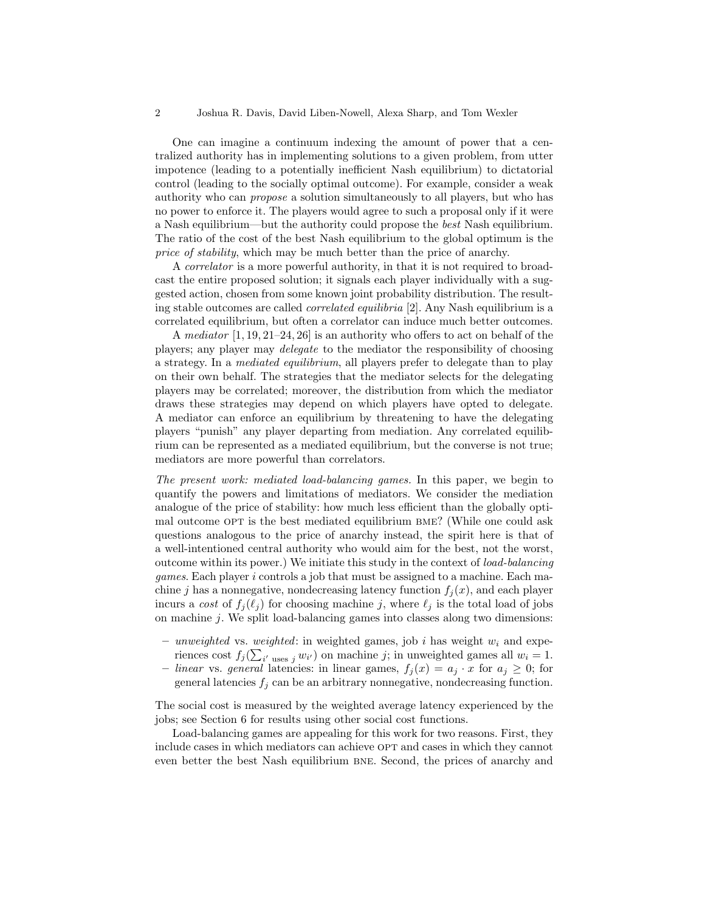One can imagine a continuum indexing the amount of power that a centralized authority has in implementing solutions to a given problem, from utter impotence (leading to a potentially inefficient Nash equilibrium) to dictatorial control (leading to the socially optimal outcome). For example, consider a weak authority who can *propose* a solution simultaneously to all players, but who has no power to enforce it. The players would agree to such a proposal only if it were a Nash equilibrium—but the authority could propose the *best* Nash equilibrium. The ratio of the cost of the best Nash equilibrium to the global optimum is the *price of stability*, which may be much better than the price of anarchy.

A *correlator* is a more powerful authority, in that it is not required to broadcast the entire proposed solution; it signals each player individually with a suggested action, chosen from some known joint probability distribution. The resulting stable outcomes are called *correlated equilibria* [2]. Any Nash equilibrium is a correlated equilibrium, but often a correlator can induce much better outcomes.

A *mediator* [1, 19, 21–24, 26] is an authority who offers to act on behalf of the players; any player may *delegate* to the mediator the responsibility of choosing a strategy. In a *mediated equilibrium*, all players prefer to delegate than to play on their own behalf. The strategies that the mediator selects for the delegating players may be correlated; moreover, the distribution from which the mediator draws these strategies may depend on which players have opted to delegate. A mediator can enforce an equilibrium by threatening to have the delegating players "punish" any player departing from mediation. Any correlated equilibrium can be represented as a mediated equilibrium, but the converse is not true; mediators are more powerful than correlators.

*The present work: mediated load-balancing games.* In this paper, we begin to quantify the powers and limitations of mediators. We consider the mediation analogue of the price of stability: how much less efficient than the globally optimal outcome OPT is the best mediated equilibrium BME? (While one could ask questions analogous to the price of anarchy instead, the spirit here is that of a well-intentioned central authority who would aim for the best, not the worst, outcome within its power.) We initiate this study in the context of *load-balancing games*. Each player $i$ controls a job that must be assigned to a machine. Each machine $j$ has a nonnegative, nondecreasing latency function $f_j(x)$, and each player incurs a *cost* of $f_j(\ell_j)$ for choosing machine $j$, where $\ell_j$ is the total load of jobs on machine $j$. We split load-balancing games into classes along two dimensions:

- *unweighted* vs. *weighted*: in weighted games, job $i$ has weight $w_i$ and experiences cost $f_j(\sum_{i' \text{ uses } j} w_{i'})$ on machine $j$; in unweighted games all $w_i = 1$.
- *linear* vs. *general* latencies: in linear games, $f_j(x) = a_j \cdot x$ for $a_j \geq 0$; for general latencies $f_j$ can be an arbitrary nonnegative, nondecreasing function.

The social cost is measured by the weighted average latency experienced by the jobs; see Section 6 for results using other social cost functions.

Load-balancing games are appealing for this work for two reasons. First, they include cases in which mediators can achieve OPT and cases in which they cannot even better the best Nash equilibrium BNE. Second, the prices of anarchy and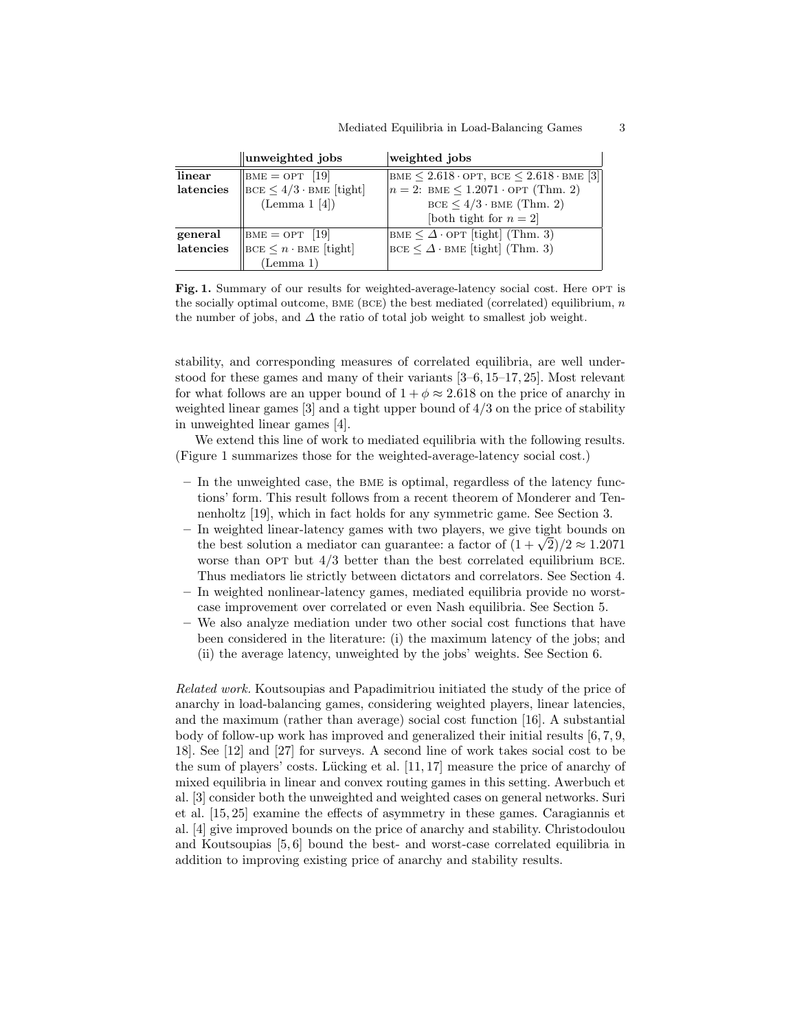| | **unweighted jobs** | **weighted jobs** |
|---|---|---|
| **linear latencies** | BME = OPT [19] <br> BCE $\leq 4/3 \cdot$ BME [tight] <br> (Lemma 1 [4]) | BME $\leq 2.618 \cdot$ OPT, BCE $\leq 2.618 \cdot$ BME [3] <br> $n = 2$: BME $\leq 1.2071 \cdot$ OPT (Thm. 2) <br> BCE $\leq 4/3 \cdot$ BME (Thm. 2) <br> [both tight for $n = 2$] |
| **general latencies** | BME = OPT [19] <br> BCE $\leq n \cdot$ BME [tight] <br> (Lemma 1) | BME $\leq \Delta \cdot$ OPT [tight] (Thm. 3) <br> BCE $\leq \Delta \cdot$ BME [tight] (Thm. 3) |

**Fig. 1.** Summary of our results for weighted-average-latency social cost. Here OPT is the socially optimal outcome, BME (BCE) the best mediated (correlated) equilibrium, $n$ the number of jobs, and $\Delta$ the ratio of total job weight to smallest job weight.

stability, and corresponding measures of correlated equilibria, are well understood for these games and many of their variants [3–6, 15–17, 25]. Most relevant for what follows are an upper bound of $1 + \phi \approx 2.618$ on the price of anarchy in weighted linear games [3] and a tight upper bound of $4/3$ on the price of stability in unweighted linear games [4].

We extend this line of work to mediated equilibria with the following results. (Figure 1 summarizes those for the weighted-average-latency social cost.)

- In the unweighted case, the BME is optimal, regardless of the latency functions' form. This result follows from a recent theorem of Monderer and Tennenholtz [19], which in fact holds for any symmetric game. See Section 3.
- In weighted linear-latency games with two players, we give tight bounds on the best solution a mediator can guarantee: a factor of $(1 + \sqrt{2})/2 \approx 1.2071$ worse than OPT but $4/3$ better than the best correlated equilibrium BCE. Thus mediators lie strictly between dictators and correlators. See Section 4.
- In weighted nonlinear-latency games, mediated equilibria provide no worst-case improvement over correlated or even Nash equilibria. See Section 5.
- We also analyze mediation under two other social cost functions that have been considered in the literature: (i) the maximum latency of the jobs; and (ii) the average latency, unweighted by the jobs' weights. See Section 6.

*Related work.* Koutsoupias and Papadimitriou initiated the study of the price of anarchy in load-balancing games, considering weighted players, linear latencies, and the maximum (rather than average) social cost function [16]. A substantial body of follow-up work has improved and generalized their initial results [6, 7, 9, 18]. See [12] and [27] for surveys. A second line of work takes social cost to be the sum of players' costs. Lücking et al. [11, 17] measure the price of anarchy of mixed equilibria in linear and convex routing games in this setting. Awerbuch et al. [3] consider both the unweighted and weighted cases on general networks. Suri et al. [15, 25] examine the effects of asymmetry in these games. Caragiannis et al. [4] give improved bounds on the price of anarchy and stability. Christodoulou and Koutsoupias [5, 6] bound the best- and worst-case correlated equilibria in addition to improving existing price of anarchy and stability results.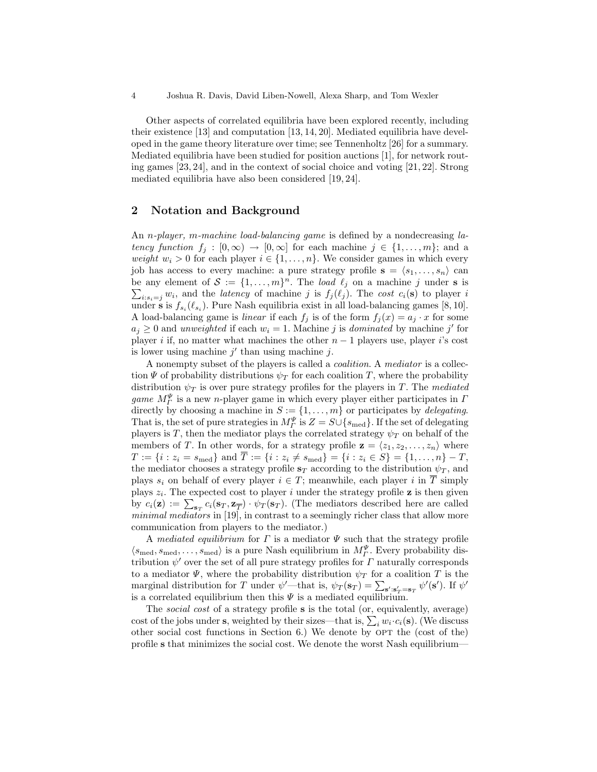Other aspects of correlated equilibria have been explored recently, including their existence [13] and computation [13, 14, 20]. Mediated equilibria have developed in the game theory literature over time; see Tennenholtz [26] for a summary. Mediated equilibria have been studied for position auctions [1], for network routing games [23, 24], and in the context of social choice and voting [21, 22]. Strong mediated equilibria have also been considered [19, 24].

## 2 Notation and Background

An *n-player, m-machine load-balancing game* is defined by a nondecreasing *latency function* $f_j : [0, \infty) \to [0, \infty]$ for each machine $j \in \{1, \ldots, m\}$; and a *weight* $w_i > 0$ for each player $i \in \{1, \ldots, n\}$. We consider games in which every job has access to every machine: a pure strategy profile $\mathbf{s} = \langle s_1, \ldots, s_n \rangle$ can be any element of $\mathcal{S} := \{1, \ldots, m\}^n$. The *load* $\ell_j$ on a machine $j$ under $\mathbf{s}$ is $\sum_{i: s_i = j} w_i$, and the *latency* of machine $j$ is $f_j(\ell_j)$. The *cost* $c_i(\mathbf{s})$ to player $i$ under $\mathbf{s}$ is $f_{s_i}(\ell_{s_i})$. Pure Nash equilibria exist in all load-balancing games [8, 10]. A load-balancing game is *linear* if each $f_j$ is of the form $f_j(x) = a_j \cdot x$ for some $a_j \geq 0$ and *unweighted* if each $w_i = 1$. Machine $j$ is *dominated* by machine $j'$ for player $i$ if, no matter what machines the other $n-1$ players use, player $i$'s cost is lower using machine $j'$ than using machine $j$.

A nonempty subset of the players is called a *coalition*. A *mediator* is a collection $\Psi$ of probability distributions $\psi_T$ for each coalition $T$, where the probability distribution $\psi_T$ is over pure strategy profiles for the players in $T$. The *mediated game* $M_\Gamma^\Psi$ is a new $n$-player game in which every player either participates in $\Gamma$ directly by choosing a machine in $S := \{1, \ldots, m\}$ or participates by *delegating*. That is, the set of pure strategies in $M_\Gamma^\Psi$ is $Z = S \cup \{s_{\text{med}}\}$. If the set of delegating players is $T$, then the mediator plays the correlated strategy $\psi_T$ on behalf of the members of $T$. In other words, for a strategy profile $\mathbf{z} = \langle z_1, z_2, \ldots, z_n \rangle$ where $T := \{i : z_i = s_{\text{med}}\}$ and $\overline{T} := \{i : z_i \neq s_{\text{med}}\} = \{i : z_i \in S\} = \{1, \ldots, n\} - T$, the mediator chooses a strategy profile $\mathbf{s}_T$ according to the distribution $\psi_T$, and plays $s_i$ on behalf of every player $i \in T$; meanwhile, each player $i$ in $\overline{T}$ simply plays $z_i$. The expected cost to player $i$ under the strategy profile $\mathbf{z}$ is then given by $c_i(\mathbf{z}) := \sum_{\mathbf{s}_T} c_i(\mathbf{s}_T, \mathbf{z}_{\overline{T}}) \cdot \psi_T(\mathbf{s}_T)$. (The mediators described here are called *minimal mediators* in [19], in contrast to a seemingly richer class that allow more communication from players to the mediator.)

A *mediated equilibrium* for $\Gamma$ is a mediator $\Psi$ such that the strategy profile $\langle s_{\text{med}}, s_{\text{med}}, \ldots, s_{\text{med}} \rangle$ is a pure Nash equilibrium in $M_\Gamma^\Psi$. Every probability distribution $\psi'$ over the set of all pure strategy profiles for $\Gamma$ naturally corresponds to a mediator $\Psi$, where the probability distribution $\psi_T$ for a coalition $T$ is the marginal distribution for $T$ under $\psi'$—that is, $\psi_T(\mathbf{s}_T) = \sum_{\mathbf{s}' : \mathbf{s}'_T = \mathbf{s}_T} \psi'(\mathbf{s}')$. If $\psi'$ is a correlated equilibrium then this $\Psi$ is a mediated equilibrium.

The *social cost* of a strategy profile $\mathbf{s}$ is the total (or, equivalently, average) cost of the jobs under $\mathbf{s}$, weighted by their sizes—that is, $\sum_i w_i \cdot c_i(\mathbf{s})$. (We discuss other social cost functions in Section 6.) We denote by OPT the (cost of the) profile $\mathbf{s}$ that minimizes the social cost. We denote the worst Nash equilibrium—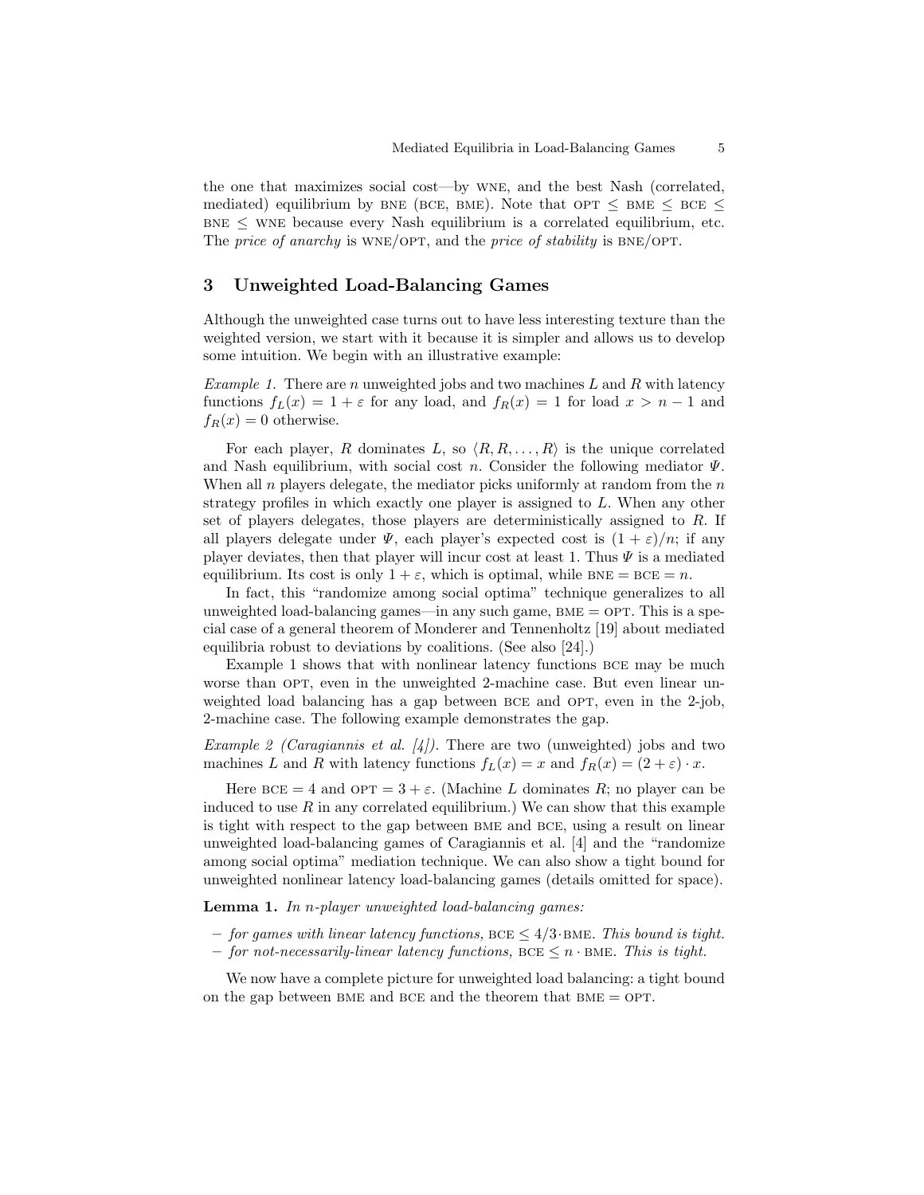the one that maximizes social cost—by WNE, and the best Nash (correlated, mediated) equilibrium by BNE (BCE, BME). Note that OPT $\leq$ BME $\leq$ BCE $\leq$ BNE $\leq$ WNE because every Nash equilibrium is a correlated equilibrium, etc. The *price of anarchy* is WNE/OPT, and the *price of stability* is BNE/OPT.

## 3 Unweighted Load-Balancing Games

Although the unweighted case turns out to have less interesting texture than the weighted version, we start with it because it is simpler and allows us to develop some intuition. We begin with an illustrative example:

*Example 1.* There are $n$ unweighted jobs and two machines $L$ and $R$ with latency functions $f_L(x) = 1 + \varepsilon$ for any load, and $f_R(x) = 1$ for load $x > n - 1$ and $f_R(x) = 0$ otherwise.

For each player, $R$ dominates $L$, so $\langle R, R, \ldots, R \rangle$ is the unique correlated and Nash equilibrium, with social cost $n$. Consider the following mediator $\Psi$. When all $n$ players delegate, the mediator picks uniformly at random from the $n$ strategy profiles in which exactly one player is assigned to $L$. When any other set of players delegates, those players are deterministically assigned to $R$. If all players delegate under $\Psi$, each player's expected cost is $(1 + \varepsilon)/n$; if any player deviates, then that player will incur cost at least 1. Thus $\Psi$ is a mediated equilibrium. Its cost is only $1 + \varepsilon$, which is optimal, while BNE = BCE = $n$.

In fact, this "randomize among social optima" technique generalizes to all unweighted load-balancing games—in any such game, BME = OPT. This is a special case of a general theorem of Monderer and Tennenholtz [19] about mediated equilibria robust to deviations by coalitions. (See also [24].)

Example 1 shows that with nonlinear latency functions BCE may be much worse than OPT, even in the unweighted 2-machine case. But even linear unweighted load balancing has a gap between BCE and OPT, even in the 2-job, 2-machine case. The following example demonstrates the gap.

*Example 2 (Caragiannis et al. [4]).* There are two (unweighted) jobs and two machines $L$ and $R$ with latency functions $f_L(x) = x$ and $f_R(x) = (2 + \varepsilon) \cdot x$.

Here BCE = 4 and OPT = $3 + \varepsilon$. (Machine $L$ dominates $R$; no player can be induced to use $R$ in any correlated equilibrium.) We can show that this example is tight with respect to the gap between BME and BCE, using a result on linear unweighted load-balancing games of Caragiannis et al. [4] and the "randomize among social optima" mediation technique. We can also show a tight bound for unweighted nonlinear latency load-balancing games (details omitted for space).

**Lemma 1.** *In $n$-player unweighted load-balancing games:*

- *for games with linear latency functions,* BCE $\leq 4/3 \cdot$ BME. *This bound is tight.*
- *for not-necessarily-linear latency functions,* BCE $\leq n \cdot$ BME. *This is tight.*

We now have a complete picture for unweighted load balancing: a tight bound on the gap between BME and BCE and the theorem that BME = OPT.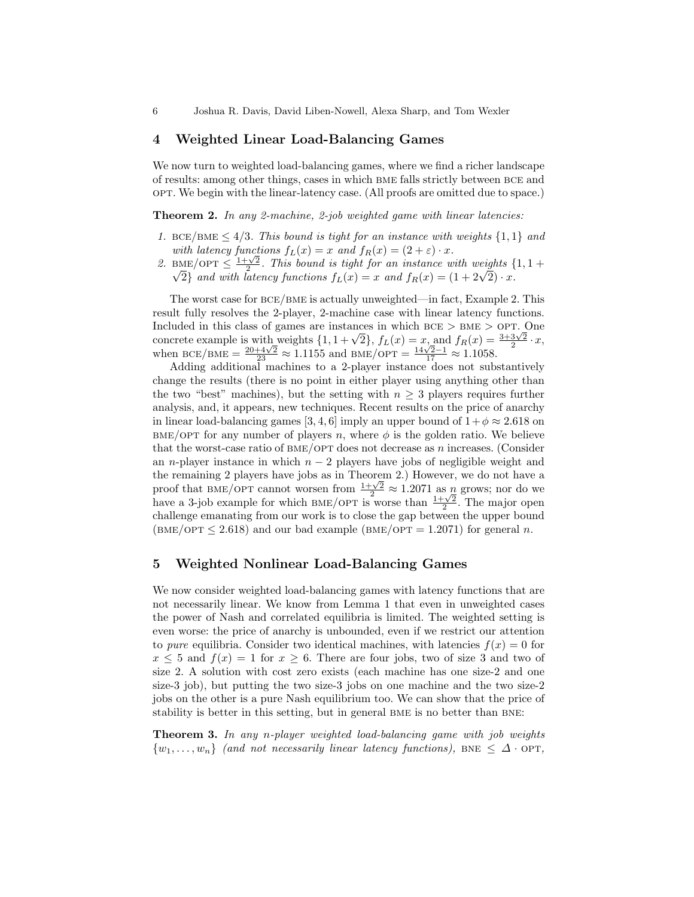## 4 Weighted Linear Load-Balancing Games

We now turn to weighted load-balancing games, where we find a richer landscape of results: among other things, cases in which BME falls strictly between BCE and OPT. We begin with the linear-latency case. (All proofs are omitted due to space.)

**Theorem 2.** *In any 2-machine, 2-job weighted game with linear latencies:*

1. $\text{BCE}/\text{BME} \leq 4/3$*. This bound is tight for an instance with weights* $\{1, 1\}$ *and with latency functions* $f_L(x) = x$ *and* $f_R(x) = (2 + \varepsilon) \cdot x$*.*
2. $\text{BME}/\text{OPT} \leq \frac{1+\sqrt{2}}{2}$*. This bound is tight for an instance with weights* $\{1, 1 + \sqrt{2}\}$ *and with latency functions* $f_L(x) = x$ *and* $f_R(x) = (1 + 2\sqrt{2}) \cdot x$*.*

The worst case for BCE/BME is actually unweighted—in fact, Example 2. This result fully resolves the 2-player, 2-machine case with linear latency functions. Included in this class of games are instances in which BCE > BME > OPT. One concrete example is with weights $\{1, 1 + \sqrt{2}\}$, $f_L(x) = x$, and $f_R(x) = \frac{3+3\sqrt{2}}{2} \cdot x$, when $\text{BCE}/\text{BME} = \frac{20+4\sqrt{2}}{23} \approx 1.1155$ and $\text{BME}/\text{OPT} = \frac{14\sqrt{2}-1}{17} \approx 1.1058$.

Adding additional machines to a 2-player instance does not substantively change the results (there is no point in either player using anything other than the two "best" machines), but the setting with $n \geq 3$ players requires further analysis, and, it appears, new techniques. Recent results on the price of anarchy in linear load-balancing games [3, 4, 6] imply an upper bound of $1 + \phi \approx 2.618$ on BME/OPT for any number of players $n$, where $\phi$ is the golden ratio. We believe that the worst-case ratio of BME/OPT does not decrease as $n$ increases. (Consider an $n$-player instance in which $n - 2$ players have jobs of negligible weight and the remaining 2 players have jobs as in Theorem 2.) However, we do not have a proof that BME/OPT cannot worsen from $\frac{1+\sqrt{2}}{2} \approx 1.2071$ as $n$ grows; nor do we have a 3-job example for which BME/OPT is worse than $\frac{1+\sqrt{2}}{2}$. The major open challenge emanating from our work is to close the gap between the upper bound ($\text{BME}/\text{OPT} \leq 2.618$) and our bad example ($\text{BME}/\text{OPT} = 1.2071$) for general $n$.

## 5 Weighted Nonlinear Load-Balancing Games

We now consider weighted load-balancing games with latency functions that are not necessarily linear. We know from Lemma 1 that even in unweighted cases the power of Nash and correlated equilibria is limited. The weighted setting is even worse: the price of anarchy is unbounded, even if we restrict our attention to *pure* equilibria. Consider two identical machines, with latencies $f(x) = 0$ for $x \leq 5$ and $f(x) = 1$ for $x \geq 6$. There are four jobs, two of size 3 and two of size 2. A solution with cost zero exists (each machine has one size-2 and one size-3 job), but putting the two size-3 jobs on one machine and the two size-2 jobs on the other is a pure Nash equilibrium too. We can show that the price of stability is better in this setting, but in general BME is no better than BNE:

**Theorem 3.** *In any n-player weighted load-balancing game with job weights* $\{w_1, \ldots, w_n\}$ *(and not necessarily linear latency functions),* $\text{BNE} \leq \Delta \cdot \text{OPT}$*,*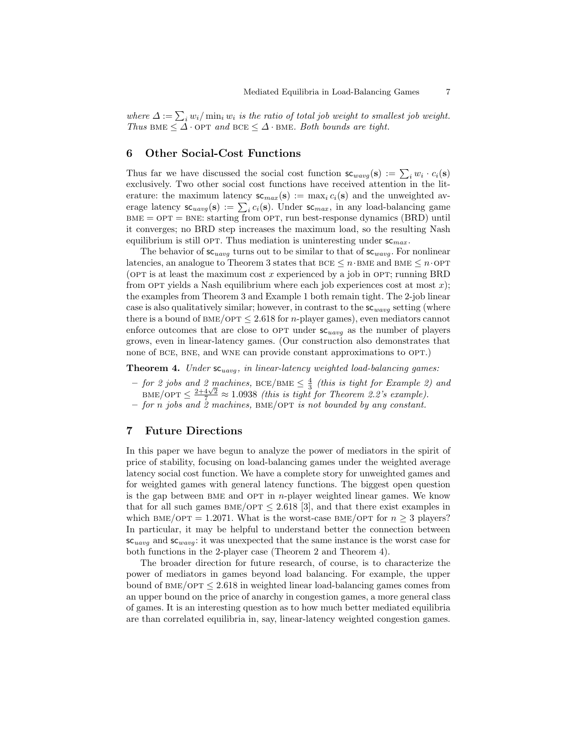*where $\Delta := \sum_i w_i / \min_i w_i$ is the ratio of total job weight to smallest job weight. Thus* BME $\leq \Delta \cdot$ OPT *and* BCE $\leq \Delta \cdot$ BME. *Both bounds are tight.*

## 6 Other Social-Cost Functions

Thus far we have discussed the social cost function $\mathsf{sc}_{wavg}(\mathbf{s}) := \sum_i w_i \cdot c_i(\mathbf{s})$ exclusively. Two other social cost functions have received attention in the literature: the maximum latency $\mathsf{sc}_{max}(\mathbf{s}) := \max_i c_i(\mathbf{s})$ and the unweighted average latency $\mathsf{sc}_{uavg}(\mathbf{s}) := \sum_i c_i(\mathbf{s})$. Under $\mathsf{sc}_{max}$, in any load-balancing game BME = OPT = BNE: starting from OPT, run best-response dynamics (BRD) until it converges; no BRD step increases the maximum load, so the resulting Nash equilibrium is still OPT. Thus mediation is uninteresting under $\mathsf{sc}_{max}$.

The behavior of $\mathsf{sc}_{uavg}$ turns out to be similar to that of $\mathsf{sc}_{wavg}$. For nonlinear latencies, an analogue to Theorem 3 states that BCE $\leq n \cdot$ BME and BME $\leq n \cdot$ OPT (OPT is at least the maximum cost $x$ experienced by a job in OPT; running BRD from OPT yields a Nash equilibrium where each job experiences cost at most $x$); the examples from Theorem 3 and Example 1 both remain tight. The 2-job linear case is also qualitatively similar; however, in contrast to the $\mathsf{sc}_{wavg}$ setting (where there is a bound of BME/OPT $\leq 2.618$ for $n$-player games), even mediators cannot enforce outcomes that are close to OPT under $\mathsf{sc}_{uavg}$ as the number of players grows, even in linear-latency games. (Our construction also demonstrates that none of BCE, BNE, and WNE can provide constant approximations to OPT.)

**Theorem 4.** *Under $\mathsf{sc}_{uavg}$, in linear-latency weighted load-balancing games:*

- *for 2 jobs and 2 machines,* BCE/BME $\leq \frac{4}{3}$ *(this is tight for Example 2) and* BME/OPT $\leq \frac{2+4\sqrt{2}}{7} \approx 1.0938$ *(this is tight for Theorem 2.2's example).*
- *for $n$ jobs and 2 machines,* BME/OPT *is not bounded by any constant.*

## 7 Future Directions

In this paper we have begun to analyze the power of mediators in the spirit of price of stability, focusing on load-balancing games under the weighted average latency social cost function. We have a complete story for unweighted games and for weighted games with general latency functions. The biggest open question is the gap between BME and OPT in $n$-player weighted linear games. We know that for all such games BME/OPT $\leq 2.618$ [3], and that there exist examples in which BME/OPT $= 1.2071$. What is the worst-case BME/OPT for $n \geq 3$ players? In particular, it may be helpful to understand better the connection between $\mathsf{sc}_{uavg}$ and $\mathsf{sc}_{wavg}$: it was unexpected that the same instance is the worst case for both functions in the 2-player case (Theorem 2 and Theorem 4).

The broader direction for future research, of course, is to characterize the power of mediators in games beyond load balancing. For example, the upper bound of BME/OPT $\leq 2.618$ in weighted linear load-balancing games comes from an upper bound on the price of anarchy in congestion games, a more general class of games. It is an interesting question as to how much better mediated equilibria are than correlated equilibria in, say, linear-latency weighted congestion games.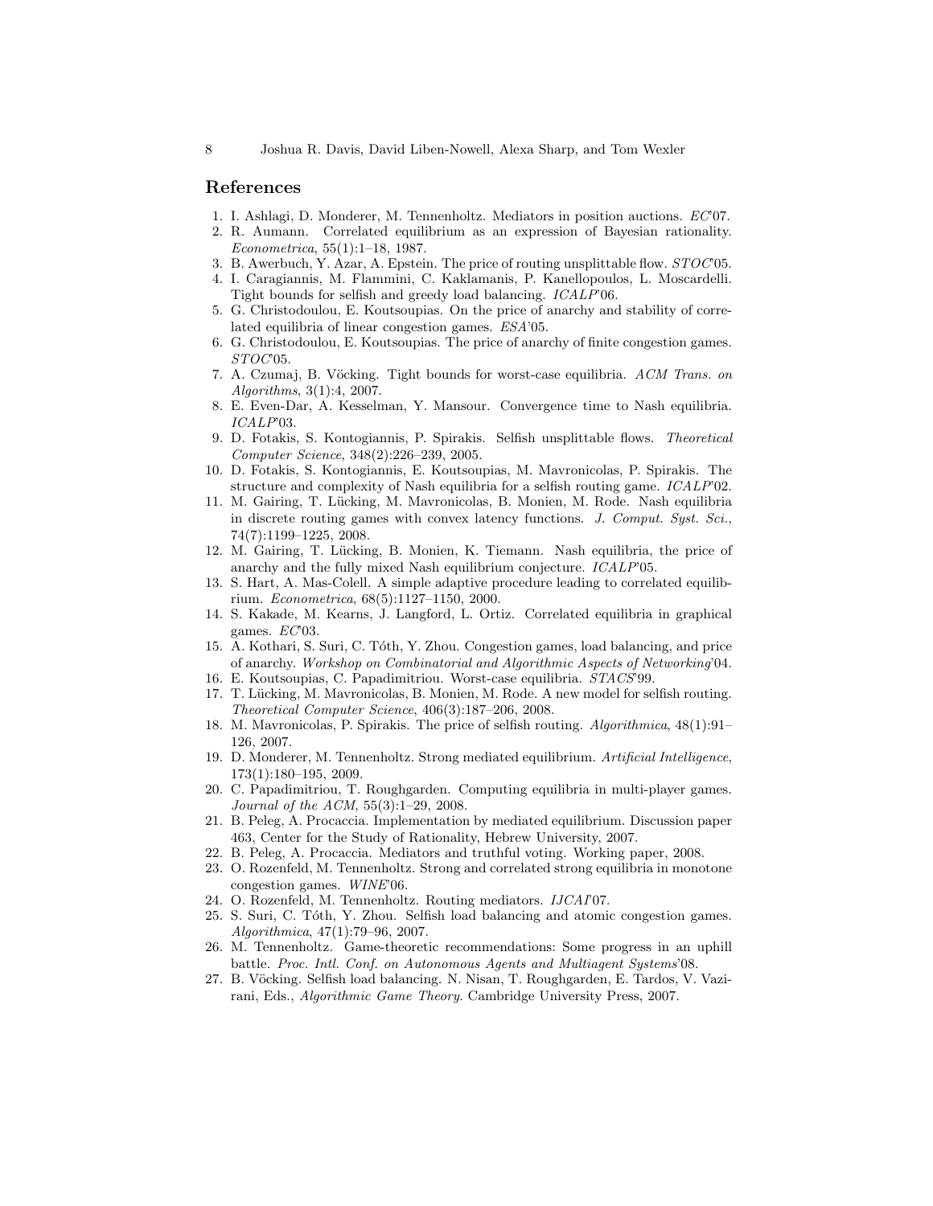## References

1. I. Ashlagi, D. Monderer, M. Tennenholtz. Mediators in position auctions. *EC'07*.
2. R. Aumann. Correlated equilibrium as an expression of Bayesian rationality. *Econometrica*, 55(1):1–18, 1987.
3. B. Awerbuch, Y. Azar, A. Epstein. The price of routing unsplittable flow. *STOC'05*.
4. I. Caragiannis, M. Flammini, C. Kaklamanis, P. Kanellopoulos, L. Moscardelli. Tight bounds for selfish and greedy load balancing. *ICALP'06*.
5. G. Christodoulou, E. Koutsoupias. On the price of anarchy and stability of correlated equilibria of linear congestion games. *ESA'05*.
6. G. Christodoulou, E. Koutsoupias. The price of anarchy of finite congestion games. *STOC'05*.
7. A. Czumaj, B. Vöcking. Tight bounds for worst-case equilibria. *ACM Trans. on Algorithms*, 3(1):4, 2007.
8. E. Even-Dar, A. Kesselman, Y. Mansour. Convergence time to Nash equilibria. *ICALP'03*.
9. D. Fotakis, S. Kontogiannis, P. Spirakis. Selfish unsplittable flows. *Theoretical Computer Science*, 348(2):226–239, 2005.
10. D. Fotakis, S. Kontogiannis, E. Koutsoupias, M. Mavronicolas, P. Spirakis. The structure and complexity of Nash equilibria for a selfish routing game. *ICALP'02*.
11. M. Gairing, T. Lücking, M. Mavronicolas, B. Monien, M. Rode. Nash equilibria in discrete routing games with convex latency functions. *J. Comput. Syst. Sci.*, 74(7):1199–1225, 2008.
12. M. Gairing, T. Lücking, B. Monien, K. Tiemann. Nash equilibria, the price of anarchy and the fully mixed Nash equilibrium conjecture. *ICALP'05*.
13. S. Hart, A. Mas-Colell. A simple adaptive procedure leading to correlated equilibrium. *Econometrica*, 68(5):1127–1150, 2000.
14. S. Kakade, M. Kearns, J. Langford, L. Ortiz. Correlated equilibria in graphical games. *EC'03*.
15. A. Kothari, S. Suri, C. Tóth, Y. Zhou. Congestion games, load balancing, and price of anarchy. *Workshop on Combinatorial and Algorithmic Aspects of Networking'04*.
16. E. Koutsoupias, C. Papadimitriou. Worst-case equilibria. *STACS'99*.
17. T. Lücking, M. Mavronicolas, B. Monien, M. Rode. A new model for selfish routing. *Theoretical Computer Science*, 406(3):187–206, 2008.
18. M. Mavronicolas, P. Spirakis. The price of selfish routing. *Algorithmica*, 48(1):91–126, 2007.
19. D. Monderer, M. Tennenholtz. Strong mediated equilibrium. *Artificial Intelligence*, 173(1):180–195, 2009.
20. C. Papadimitriou, T. Roughgarden. Computing equilibria in multi-player games. *Journal of the ACM*, 55(3):1–29, 2008.
21. B. Peleg, A. Procaccia. Implementation by mediated equilibrium. Discussion paper 463, Center for the Study of Rationality, Hebrew University, 2007.
22. B. Peleg, A. Procaccia. Mediators and truthful voting. Working paper, 2008.
23. O. Rozenfeld, M. Tennenholtz. Strong and correlated strong equilibria in monotone congestion games. *WINE'06*.
24. O. Rozenfeld, M. Tennenholtz. Routing mediators. *IJCAI'07*.
25. S. Suri, C. Tóth, Y. Zhou. Selfish load balancing and atomic congestion games. *Algorithmica*, 47(1):79–96, 2007.
26. M. Tennenholtz. Game-theoretic recommendations: Some progress in an uphill battle. *Proc. Intl. Conf. on Autonomous Agents and Multiagent Systems'08*.
27. B. Vöcking. Selfish load balancing. N. Nisan, T. Roughgarden, E. Tardos, V. Vazirani, Eds., *Algorithmic Game Theory*. Cambridge University Press, 2007.